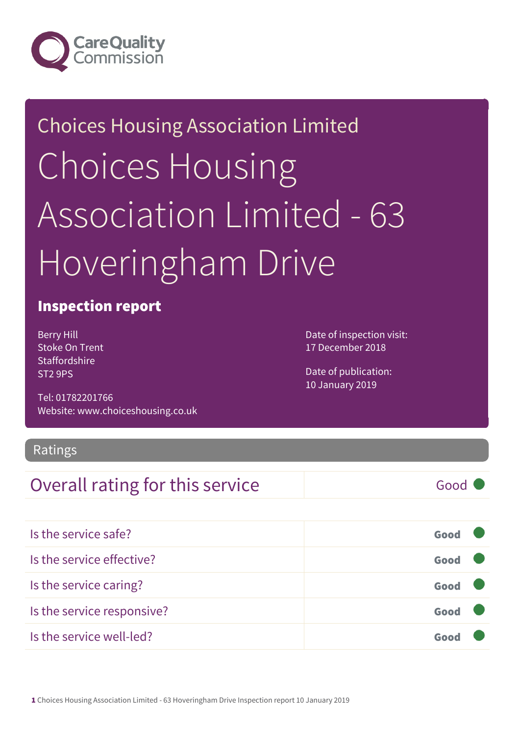Care Quality Commission

Choices Housing Association Limited

# Choices Housing Association Limited - 63 Hoveringham Drive

## Inspection report

Berry Hill
Stoke On Trent
Staffordshire
ST2 9PS

Tel: 01782201766
Website: www.choiceshousing.co.uk

Date of inspection visit:
17 December 2018

Date of publication:
10 January 2019

## Ratings

| Overall rating for this service | Good |
|---|---|

| | |
|---|---|
| Is the service safe? | **Good** |
| Is the service effective? | **Good** |
| Is the service caring? | **Good** |
| Is the service responsive? | **Good** |
| Is the service well-led? | **Good** |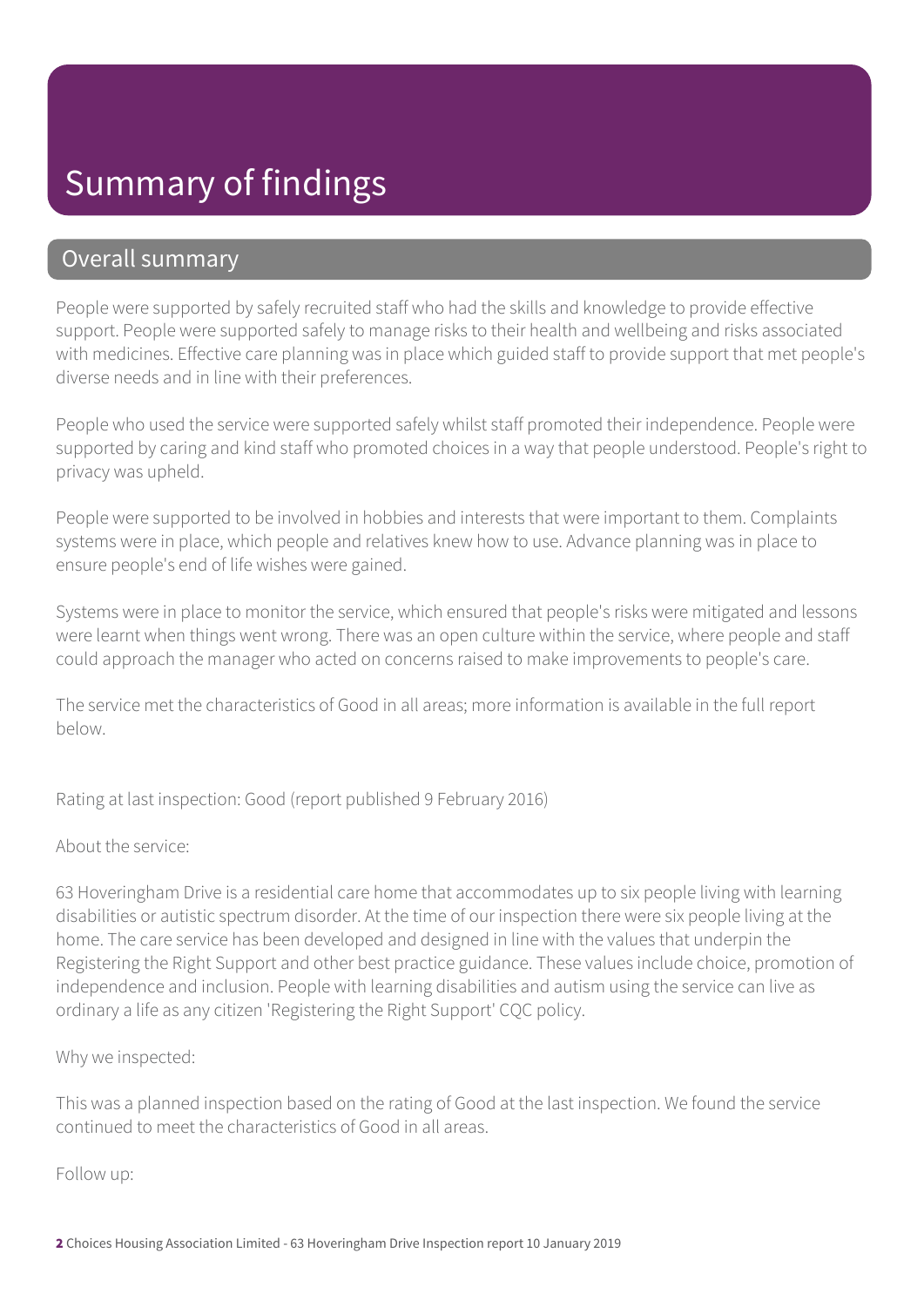# Summary of findings

## Overall summary

People were supported by safely recruited staff who had the skills and knowledge to provide effective support. People were supported safely to manage risks to their health and wellbeing and risks associated with medicines. Effective care planning was in place which guided staff to provide support that met people's diverse needs and in line with their preferences.

People who used the service were supported safely whilst staff promoted their independence. People were supported by caring and kind staff who promoted choices in a way that people understood. People's right to privacy was upheld.

People were supported to be involved in hobbies and interests that were important to them. Complaints systems were in place, which people and relatives knew how to use. Advance planning was in place to ensure people's end of life wishes were gained.

Systems were in place to monitor the service, which ensured that people's risks were mitigated and lessons were learnt when things went wrong. There was an open culture within the service, where people and staff could approach the manager who acted on concerns raised to make improvements to people's care.

The service met the characteristics of Good in all areas; more information is available in the full report below.

Rating at last inspection: Good (report published 9 February 2016)

About the service:

63 Hoveringham Drive is a residential care home that accommodates up to six people living with learning disabilities or autistic spectrum disorder. At the time of our inspection there were six people living at the home. The care service has been developed and designed in line with the values that underpin the Registering the Right Support and other best practice guidance. These values include choice, promotion of independence and inclusion. People with learning disabilities and autism using the service can live as ordinary a life as any citizen 'Registering the Right Support' CQC policy.

Why we inspected:

This was a planned inspection based on the rating of Good at the last inspection. We found the service continued to meet the characteristics of Good in all areas.

Follow up: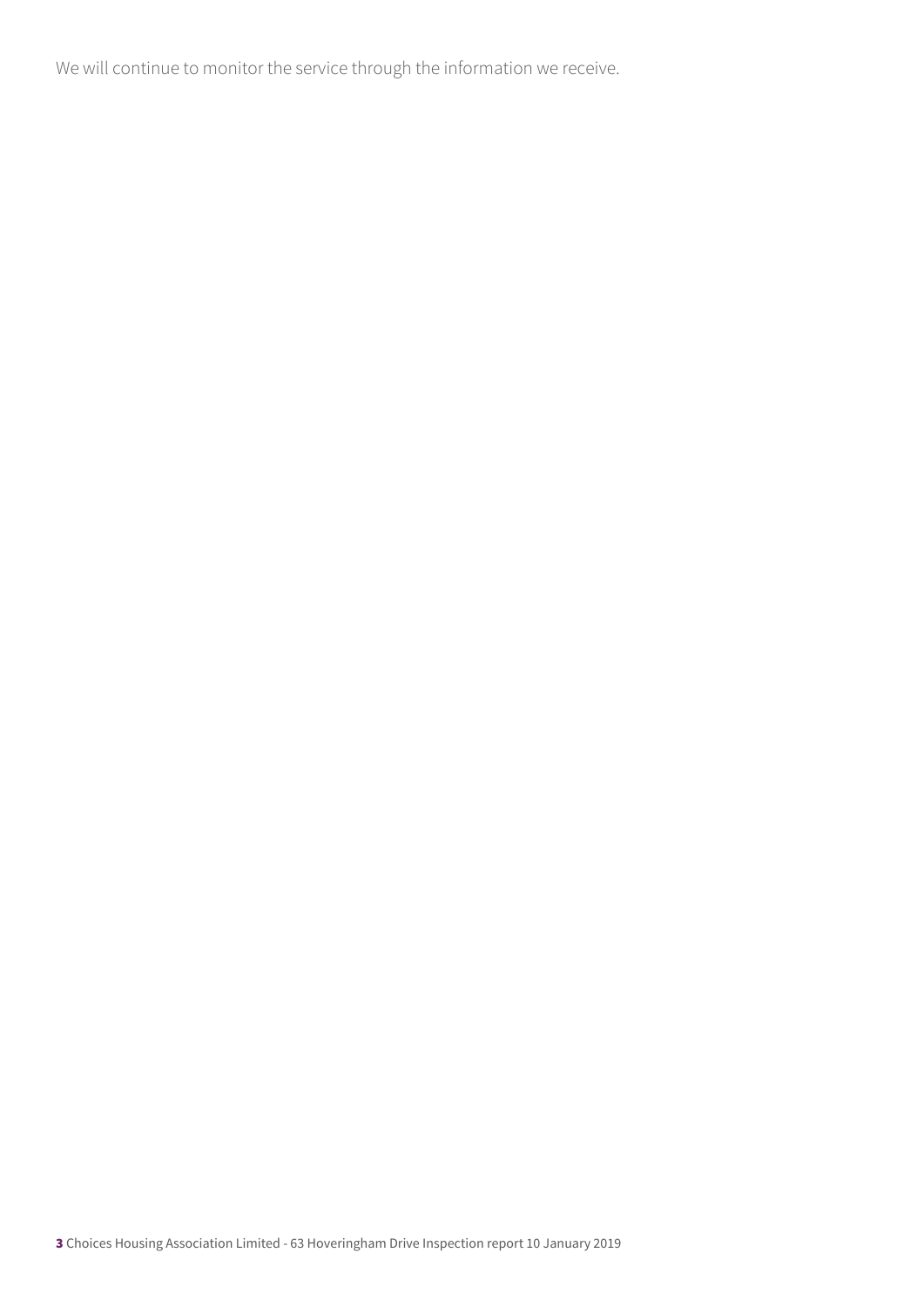We will continue to monitor the service through the information we receive.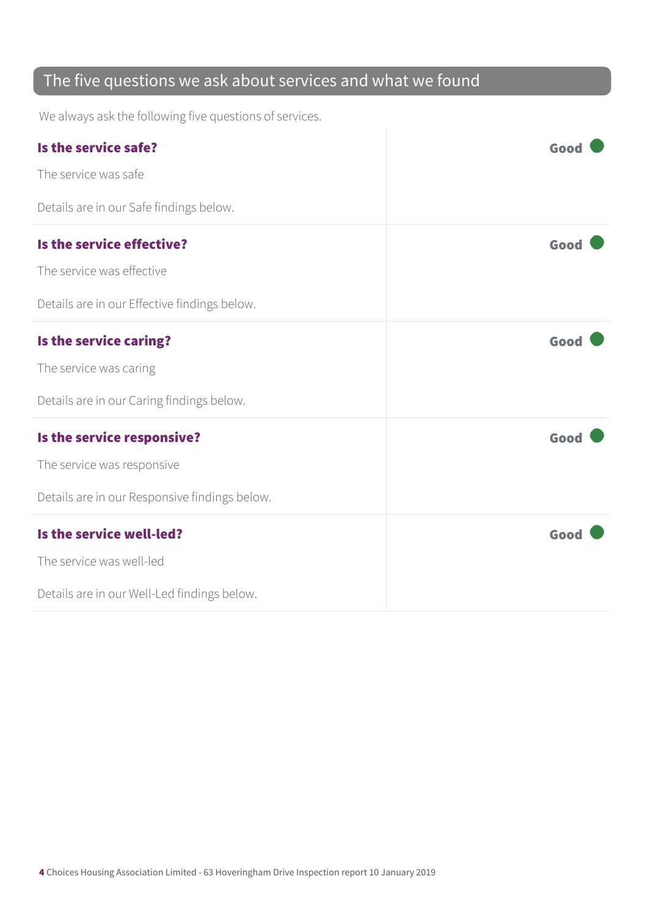## The five questions we ask about services and what we found

We always ask the following five questions of services.

### Is the service safe? — Good

The service was safe

Details are in our Safe findings below.

### Is the service effective? — Good

The service was effective

Details are in our Effective findings below.

### Is the service caring? — Good

The service was caring

Details are in our Caring findings below.

### Is the service responsive? — Good

The service was responsive

Details are in our Responsive findings below.

### Is the service well-led? — Good

The service was well-led

Details are in our Well-Led findings below.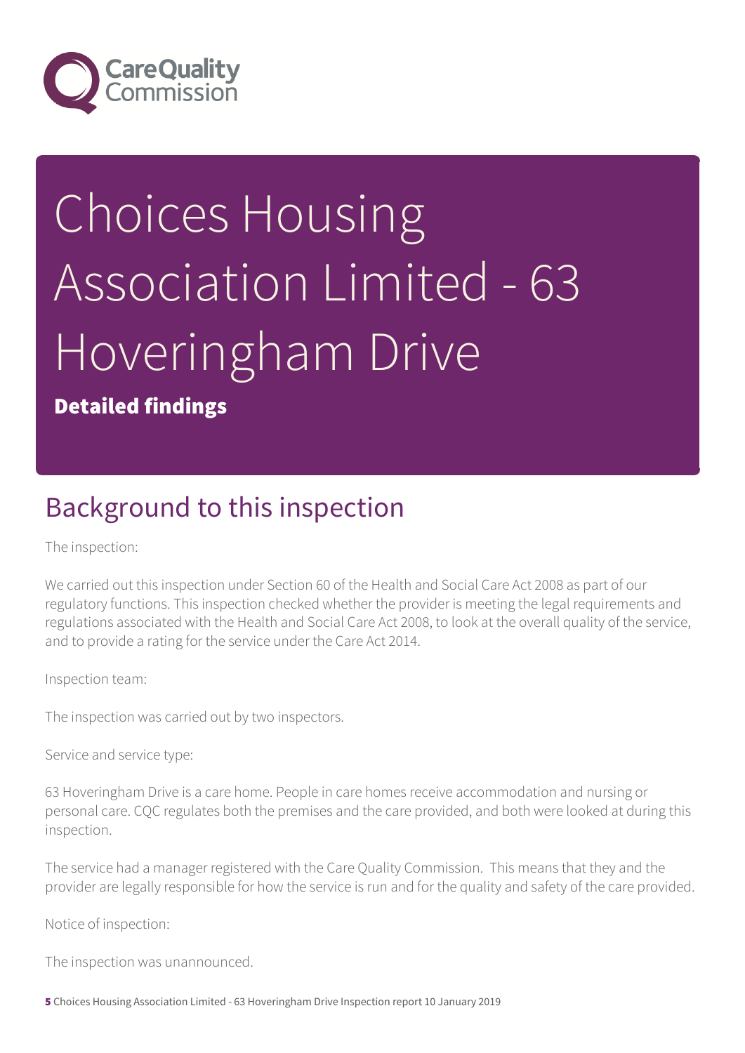# Choices Housing Association Limited - 63 Hoveringham Drive

**Detailed findings**

## Background to this inspection

The inspection:

We carried out this inspection under Section 60 of the Health and Social Care Act 2008 as part of our regulatory functions. This inspection checked whether the provider is meeting the legal requirements and regulations associated with the Health and Social Care Act 2008, to look at the overall quality of the service, and to provide a rating for the service under the Care Act 2014.

Inspection team:

The inspection was carried out by two inspectors.

Service and service type:

63 Hoveringham Drive is a care home. People in care homes receive accommodation and nursing or personal care. CQC regulates both the premises and the care provided, and both were looked at during this inspection.

The service had a manager registered with the Care Quality Commission. This means that they and the provider are legally responsible for how the service is run and for the quality and safety of the care provided.

Notice of inspection:

The inspection was unannounced.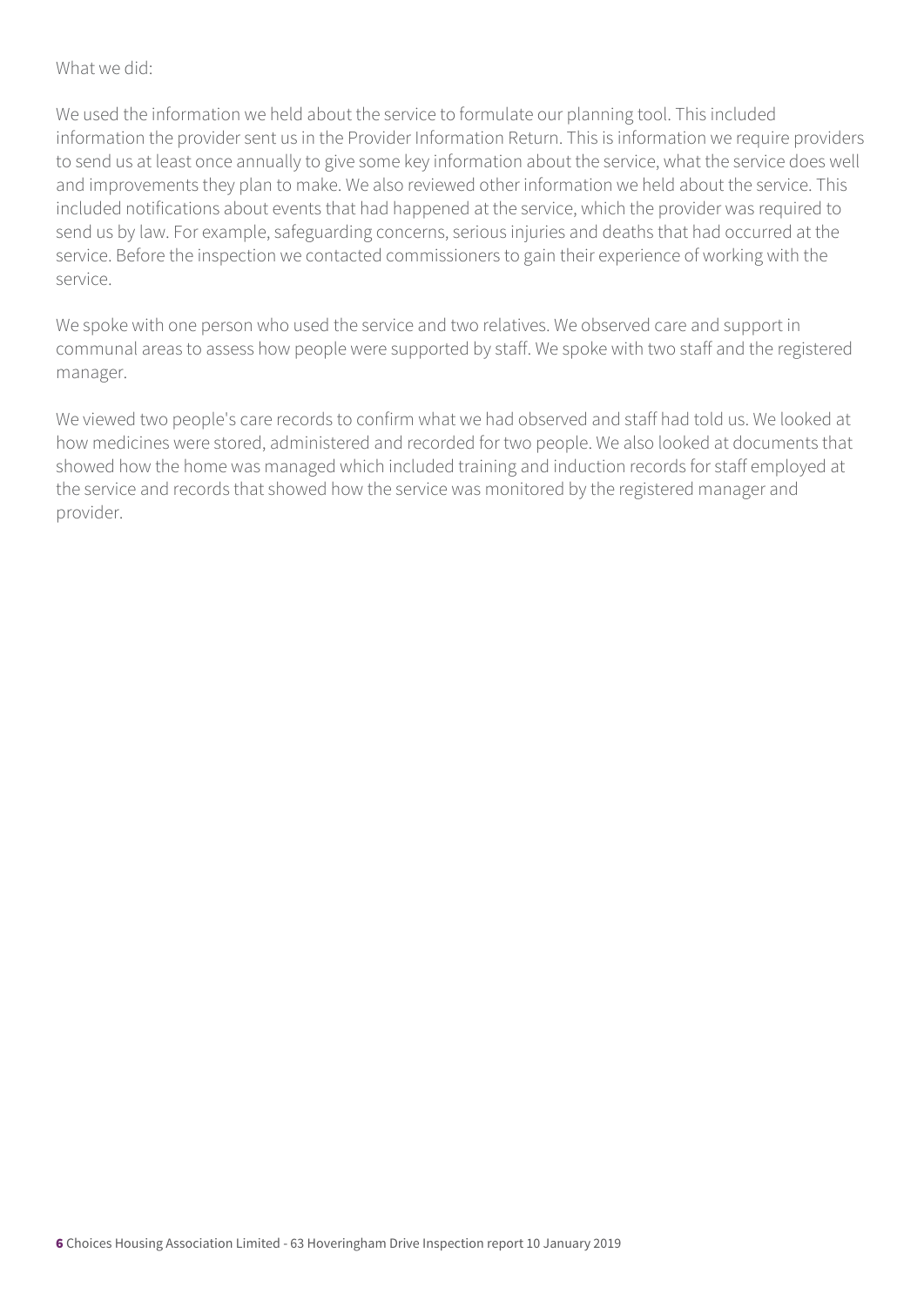What we did:

We used the information we held about the service to formulate our planning tool. This included information the provider sent us in the Provider Information Return. This is information we require providers to send us at least once annually to give some key information about the service, what the service does well and improvements they plan to make. We also reviewed other information we held about the service. This included notifications about events that had happened at the service, which the provider was required to send us by law. For example, safeguarding concerns, serious injuries and deaths that had occurred at the service. Before the inspection we contacted commissioners to gain their experience of working with the service.

We spoke with one person who used the service and two relatives. We observed care and support in communal areas to assess how people were supported by staff. We spoke with two staff and the registered manager.

We viewed two people's care records to confirm what we had observed and staff had told us. We looked at how medicines were stored, administered and recorded for two people. We also looked at documents that showed how the home was managed which included training and induction records for staff employed at the service and records that showed how the service was monitored by the registered manager and provider.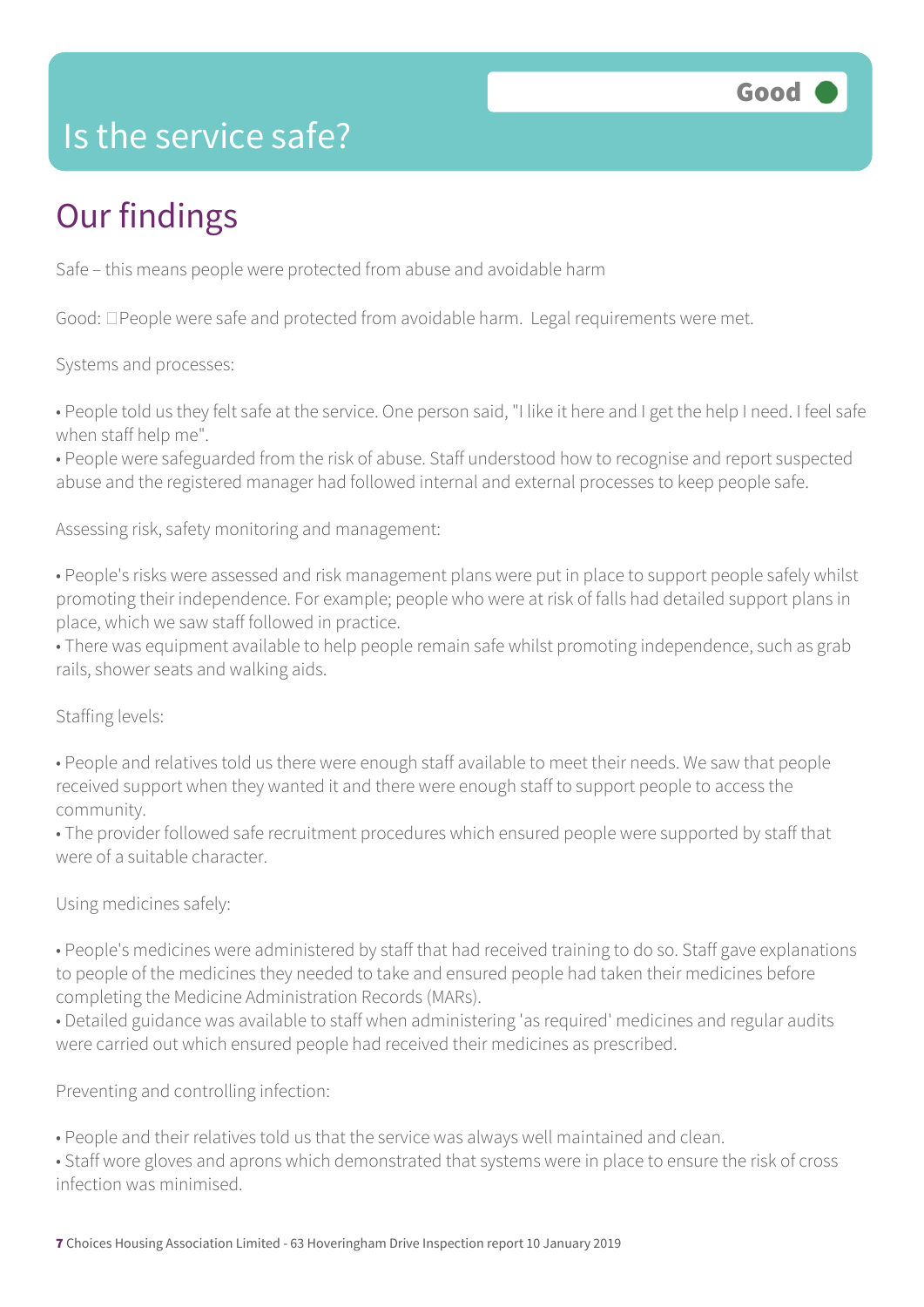# Is the service safe?

Good

## Our findings

Safe – this means people were protected from abuse and avoidable harm

Good: People were safe and protected from avoidable harm. Legal requirements were met.

Systems and processes:

• People told us they felt safe at the service. One person said, "I like it here and I get the help I need. I feel safe when staff help me".
• People were safeguarded from the risk of abuse. Staff understood how to recognise and report suspected abuse and the registered manager had followed internal and external processes to keep people safe.

Assessing risk, safety monitoring and management:

• People's risks were assessed and risk management plans were put in place to support people safely whilst promoting their independence. For example; people who were at risk of falls had detailed support plans in place, which we saw staff followed in practice.
• There was equipment available to help people remain safe whilst promoting independence, such as grab rails, shower seats and walking aids.

Staffing levels:

• People and relatives told us there were enough staff available to meet their needs. We saw that people received support when they wanted it and there were enough staff to support people to access the community.
• The provider followed safe recruitment procedures which ensured people were supported by staff that were of a suitable character.

Using medicines safely:

• People's medicines were administered by staff that had received training to do so. Staff gave explanations to people of the medicines they needed to take and ensured people had taken their medicines before completing the Medicine Administration Records (MARs).
• Detailed guidance was available to staff when administering 'as required' medicines and regular audits were carried out which ensured people had received their medicines as prescribed.

Preventing and controlling infection:

• People and their relatives told us that the service was always well maintained and clean.
• Staff wore gloves and aprons which demonstrated that systems were in place to ensure the risk of cross infection was minimised.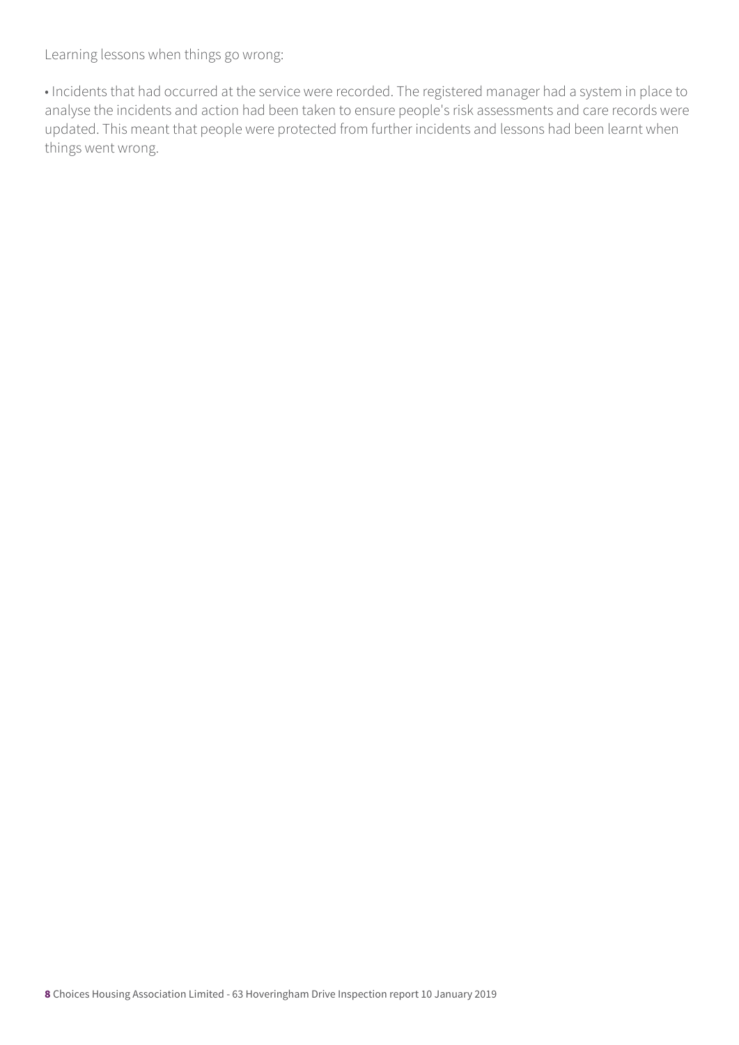Learning lessons when things go wrong:

- Incidents that had occurred at the service were recorded. The registered manager had a system in place to analyse the incidents and action had been taken to ensure people's risk assessments and care records were updated. This meant that people were protected from further incidents and lessons had been learnt when things went wrong.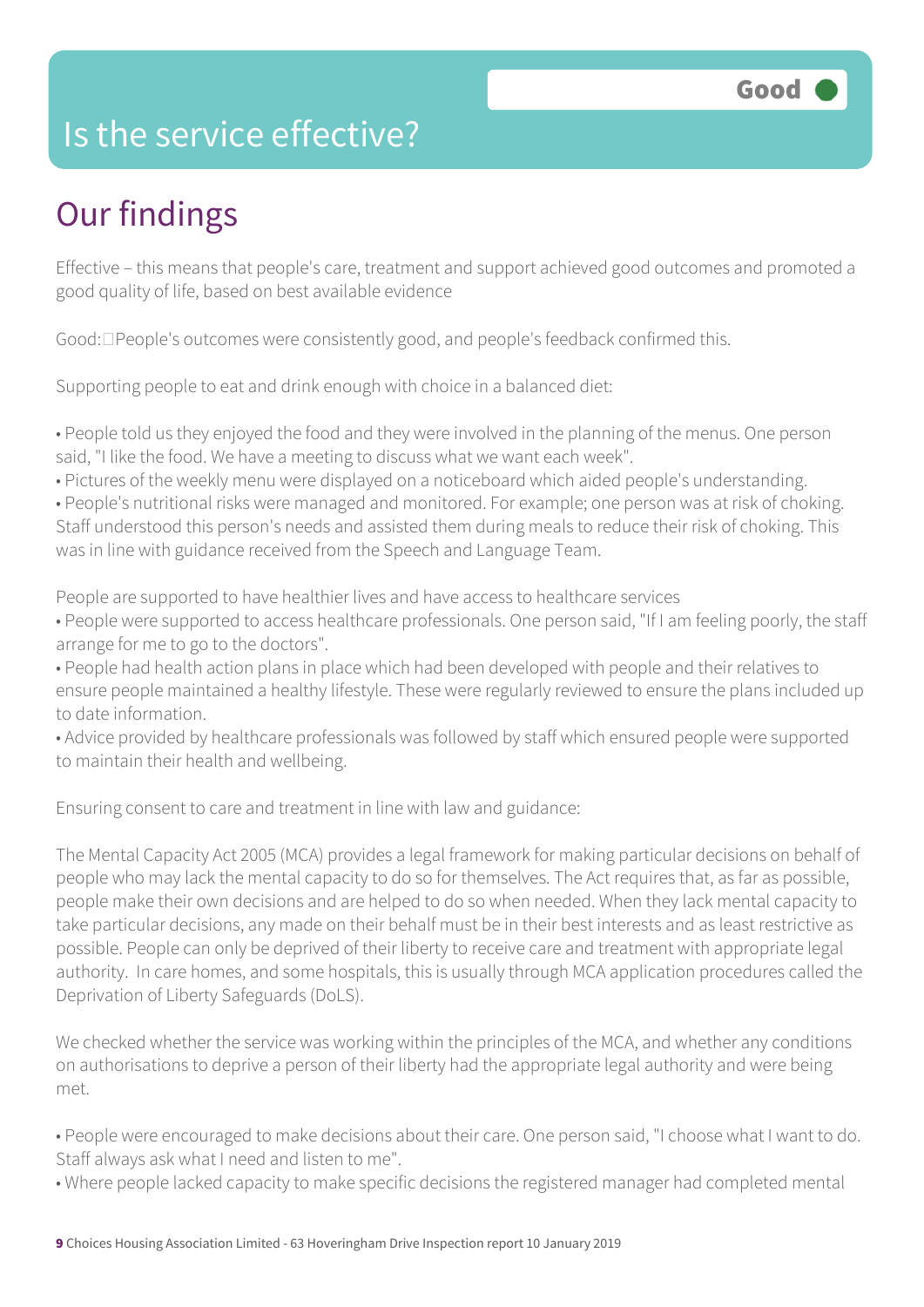# Is the service effective?

Good

## Our findings

Effective – this means that people's care, treatment and support achieved good outcomes and promoted a good quality of life, based on best available evidence

Good: People's outcomes were consistently good, and people's feedback confirmed this.

Supporting people to eat and drink enough with choice in a balanced diet:

- People told us they enjoyed the food and they were involved in the planning of the menus. One person said, "I like the food. We have a meeting to discuss what we want each week".
- Pictures of the weekly menu were displayed on a noticeboard which aided people's understanding.
- People's nutritional risks were managed and monitored. For example; one person was at risk of choking. Staff understood this person's needs and assisted them during meals to reduce their risk of choking. This was in line with guidance received from the Speech and Language Team.

People are supported to have healthier lives and have access to healthcare services

- People were supported to access healthcare professionals. One person said, "If I am feeling poorly, the staff arrange for me to go to the doctors".
- People had health action plans in place which had been developed with people and their relatives to ensure people maintained a healthy lifestyle. These were regularly reviewed to ensure the plans included up to date information.
- Advice provided by healthcare professionals was followed by staff which ensured people were supported to maintain their health and wellbeing.

Ensuring consent to care and treatment in line with law and guidance:

The Mental Capacity Act 2005 (MCA) provides a legal framework for making particular decisions on behalf of people who may lack the mental capacity to do so for themselves. The Act requires that, as far as possible, people make their own decisions and are helped to do so when needed. When they lack mental capacity to take particular decisions, any made on their behalf must be in their best interests and as least restrictive as possible. People can only be deprived of their liberty to receive care and treatment with appropriate legal authority. In care homes, and some hospitals, this is usually through MCA application procedures called the Deprivation of Liberty Safeguards (DoLS).

We checked whether the service was working within the principles of the MCA, and whether any conditions on authorisations to deprive a person of their liberty had the appropriate legal authority and were being met.

- People were encouraged to make decisions about their care. One person said, "I choose what I want to do. Staff always ask what I need and listen to me".
- Where people lacked capacity to make specific decisions the registered manager had completed mental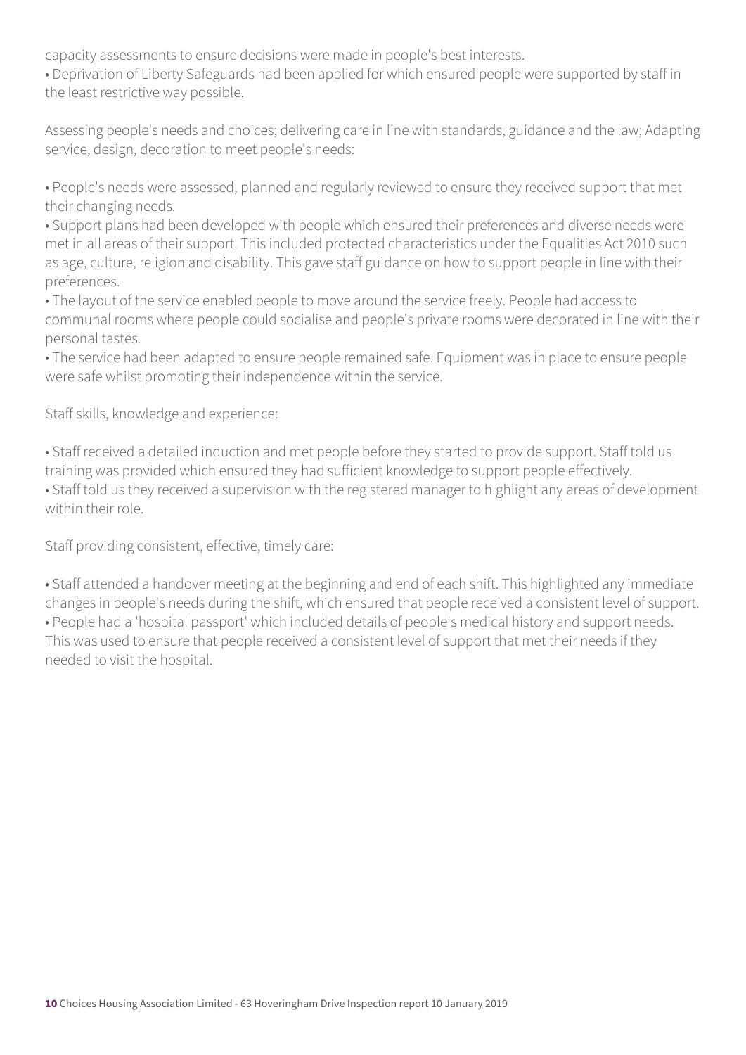capacity assessments to ensure decisions were made in people's best interests.

• Deprivation of Liberty Safeguards had been applied for which ensured people were supported by staff in the least restrictive way possible.

Assessing people's needs and choices; delivering care in line with standards, guidance and the law; Adapting service, design, decoration to meet people's needs:

• People's needs were assessed, planned and regularly reviewed to ensure they received support that met their changing needs.
• Support plans had been developed with people which ensured their preferences and diverse needs were met in all areas of their support. This included protected characteristics under the Equalities Act 2010 such as age, culture, religion and disability. This gave staff guidance on how to support people in line with their preferences.
• The layout of the service enabled people to move around the service freely. People had access to communal rooms where people could socialise and people's private rooms were decorated in line with their personal tastes.
• The service had been adapted to ensure people remained safe. Equipment was in place to ensure people were safe whilst promoting their independence within the service.

Staff skills, knowledge and experience:

• Staff received a detailed induction and met people before they started to provide support. Staff told us training was provided which ensured they had sufficient knowledge to support people effectively.
• Staff told us they received a supervision with the registered manager to highlight any areas of development within their role.

Staff providing consistent, effective, timely care:

• Staff attended a handover meeting at the beginning and end of each shift. This highlighted any immediate changes in people's needs during the shift, which ensured that people received a consistent level of support.
• People had a 'hospital passport' which included details of people's medical history and support needs. This was used to ensure that people received a consistent level of support that met their needs if they needed to visit the hospital.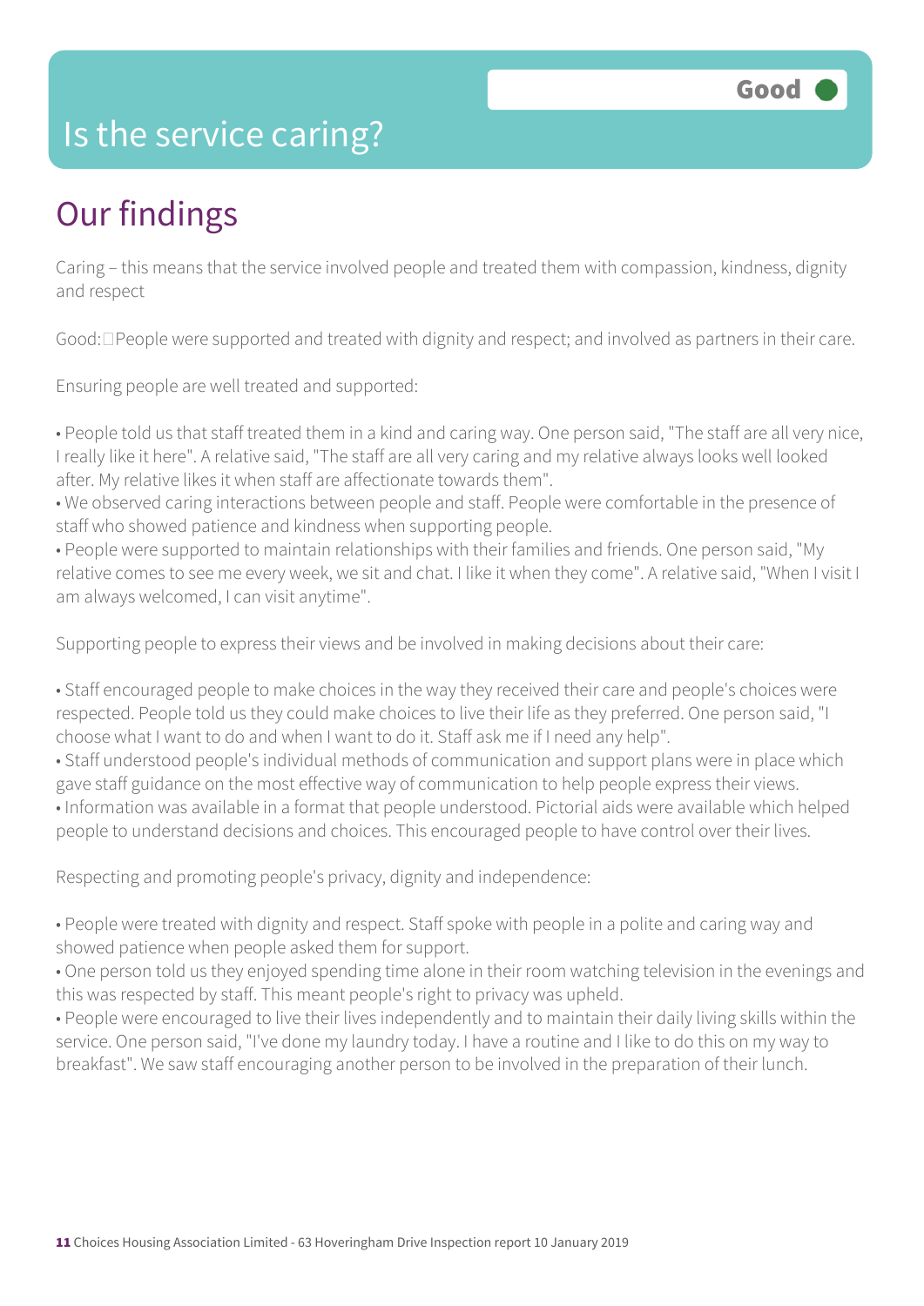# Is the service caring?

Good

## Our findings

Caring – this means that the service involved people and treated them with compassion, kindness, dignity and respect

Good: People were supported and treated with dignity and respect; and involved as partners in their care.

Ensuring people are well treated and supported:

- People told us that staff treated them in a kind and caring way. One person said, "The staff are all very nice, I really like it here". A relative said, "The staff are all very caring and my relative always looks well looked after. My relative likes it when staff are affectionate towards them".
- We observed caring interactions between people and staff. People were comfortable in the presence of staff who showed patience and kindness when supporting people.
- People were supported to maintain relationships with their families and friends. One person said, "My relative comes to see me every week, we sit and chat. I like it when they come". A relative said, "When I visit I am always welcomed, I can visit anytime".

Supporting people to express their views and be involved in making decisions about their care:

- Staff encouraged people to make choices in the way they received their care and people's choices were respected. People told us they could make choices to live their life as they preferred. One person said, "I choose what I want to do and when I want to do it. Staff ask me if I need any help".
- Staff understood people's individual methods of communication and support plans were in place which gave staff guidance on the most effective way of communication to help people express their views.
- Information was available in a format that people understood. Pictorial aids were available which helped people to understand decisions and choices. This encouraged people to have control over their lives.

Respecting and promoting people's privacy, dignity and independence:

- People were treated with dignity and respect. Staff spoke with people in a polite and caring way and showed patience when people asked them for support.
- One person told us they enjoyed spending time alone in their room watching television in the evenings and this was respected by staff. This meant people's right to privacy was upheld.
- People were encouraged to live their lives independently and to maintain their daily living skills within the service. One person said, "I've done my laundry today. I have a routine and I like to do this on my way to breakfast". We saw staff encouraging another person to be involved in the preparation of their lunch.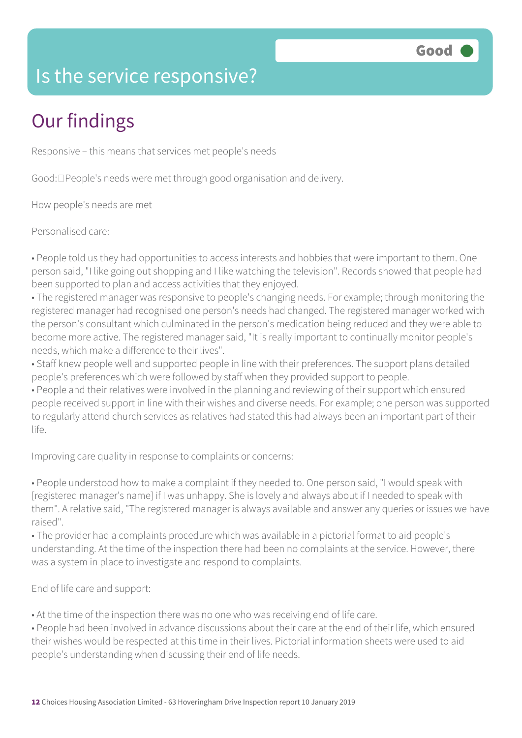# Is the service responsive?

Good

## Our findings

Responsive – this means that services met people's needs

Good: People's needs were met through good organisation and delivery.

How people's needs are met

Personalised care:

- People told us they had opportunities to access interests and hobbies that were important to them. One person said, "I like going out shopping and I like watching the television". Records showed that people had been supported to plan and access activities that they enjoyed.
- The registered manager was responsive to people's changing needs. For example; through monitoring the registered manager had recognised one person's needs had changed. The registered manager worked with the person's consultant which culminated in the person's medication being reduced and they were able to become more active. The registered manager said, "It is really important to continually monitor people's needs, which make a difference to their lives".
- Staff knew people well and supported people in line with their preferences. The support plans detailed people's preferences which were followed by staff when they provided support to people.
- People and their relatives were involved in the planning and reviewing of their support which ensured people received support in line with their wishes and diverse needs. For example; one person was supported to regularly attend church services as relatives had stated this had always been an important part of their life.

Improving care quality in response to complaints or concerns:

- People understood how to make a complaint if they needed to. One person said, "I would speak with [registered manager's name] if I was unhappy. She is lovely and always about if I needed to speak with them". A relative said, "The registered manager is always available and answer any queries or issues we have raised".
- The provider had a complaints procedure which was available in a pictorial format to aid people's understanding. At the time of the inspection there had been no complaints at the service. However, there was a system in place to investigate and respond to complaints.

End of life care and support:

- At the time of the inspection there was no one who was receiving end of life care.
- People had been involved in advance discussions about their care at the end of their life, which ensured their wishes would be respected at this time in their lives. Pictorial information sheets were used to aid people's understanding when discussing their end of life needs.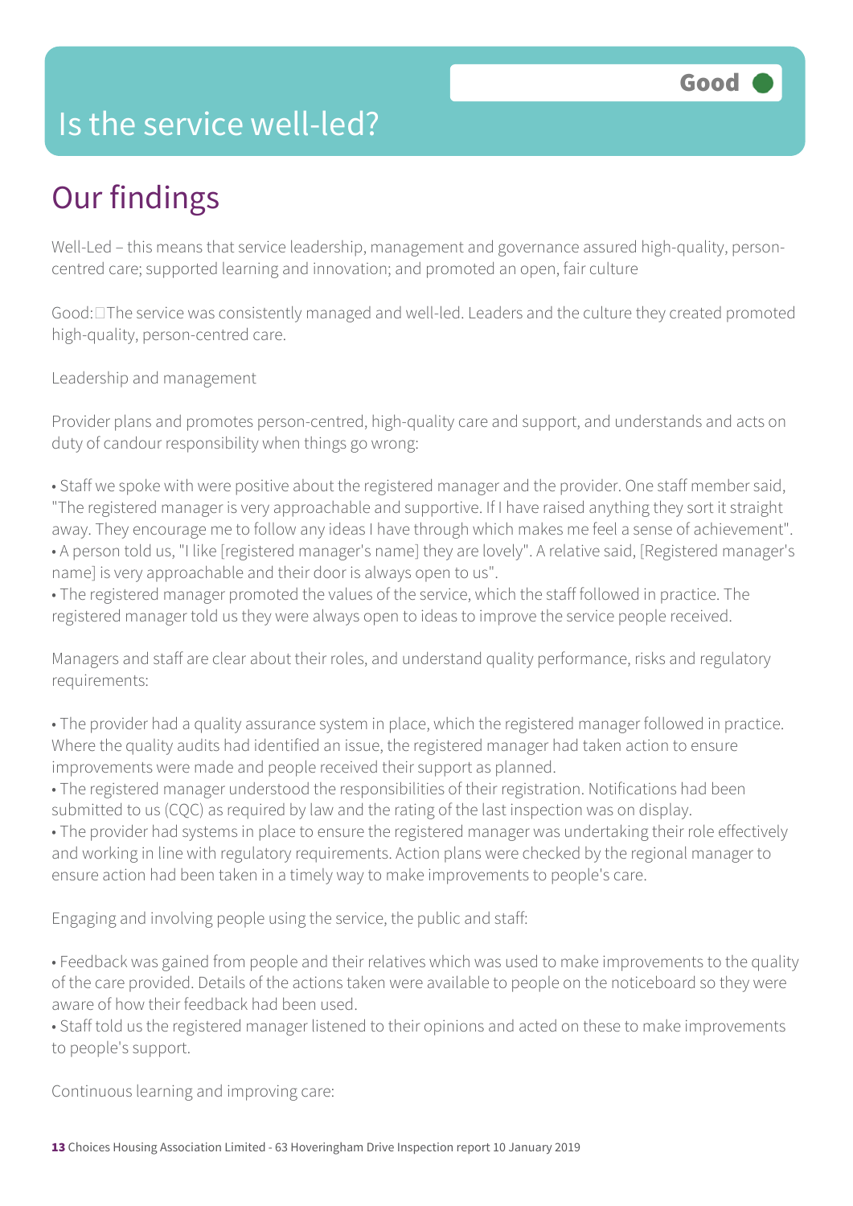# Is the service well-led?

Good

## Our findings

Well-Led – this means that service leadership, management and governance assured high-quality, person-centred care; supported learning and innovation; and promoted an open, fair culture

Good:The service was consistently managed and well-led. Leaders and the culture they created promoted high-quality, person-centred care.

Leadership and management

Provider plans and promotes person-centred, high-quality care and support, and understands and acts on duty of candour responsibility when things go wrong:

- Staff we spoke with were positive about the registered manager and the provider. One staff member said, "The registered manager is very approachable and supportive. If I have raised anything they sort it straight away. They encourage me to follow any ideas I have through which makes me feel a sense of achievement".
- A person told us, "I like [registered manager's name] they are lovely". A relative said, [Registered manager's name] is very approachable and their door is always open to us".
- The registered manager promoted the values of the service, which the staff followed in practice. The registered manager told us they were always open to ideas to improve the service people received.

Managers and staff are clear about their roles, and understand quality performance, risks and regulatory requirements:

- The provider had a quality assurance system in place, which the registered manager followed in practice. Where the quality audits had identified an issue, the registered manager had taken action to ensure improvements were made and people received their support as planned.
- The registered manager understood the responsibilities of their registration. Notifications had been submitted to us (CQC) as required by law and the rating of the last inspection was on display.
- The provider had systems in place to ensure the registered manager was undertaking their role effectively and working in line with regulatory requirements. Action plans were checked by the regional manager to ensure action had been taken in a timely way to make improvements to people's care.

Engaging and involving people using the service, the public and staff:

- Feedback was gained from people and their relatives which was used to make improvements to the quality of the care provided. Details of the actions taken were available to people on the noticeboard so they were aware of how their feedback had been used.
- Staff told us the registered manager listened to their opinions and acted on these to make improvements to people's support.

Continuous learning and improving care: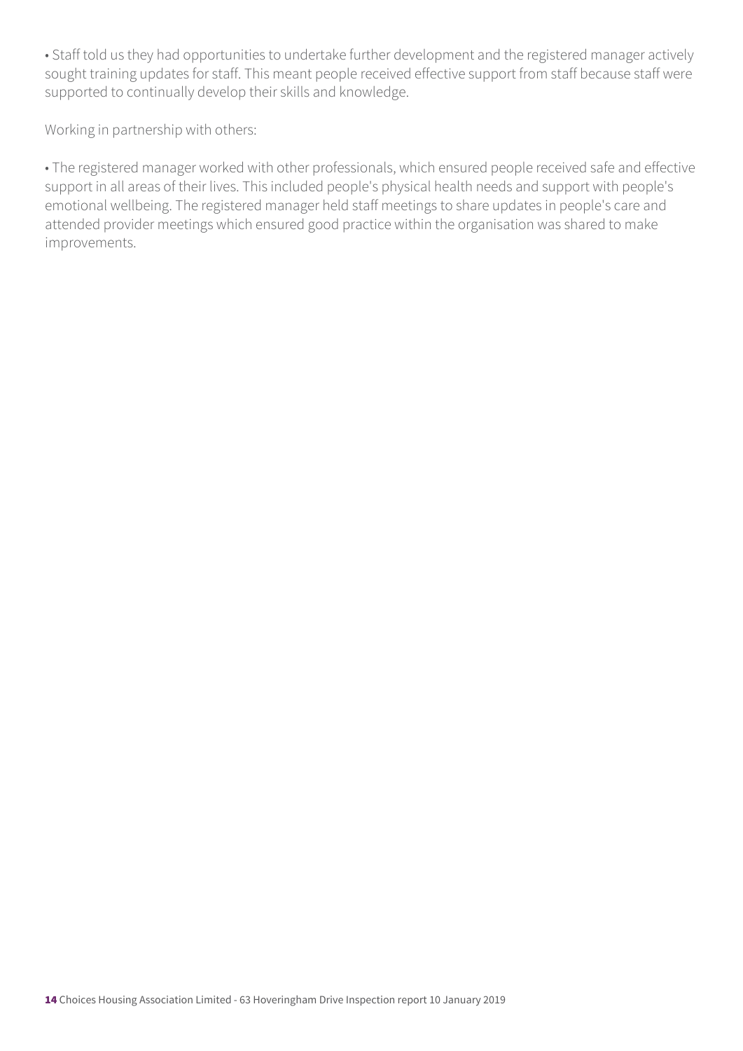• Staff told us they had opportunities to undertake further development and the registered manager actively sought training updates for staff. This meant people received effective support from staff because staff were supported to continually develop their skills and knowledge.

Working in partnership with others:

• The registered manager worked with other professionals, which ensured people received safe and effective support in all areas of their lives. This included people's physical health needs and support with people's emotional wellbeing. The registered manager held staff meetings to share updates in people's care and attended provider meetings which ensured good practice within the organisation was shared to make improvements.